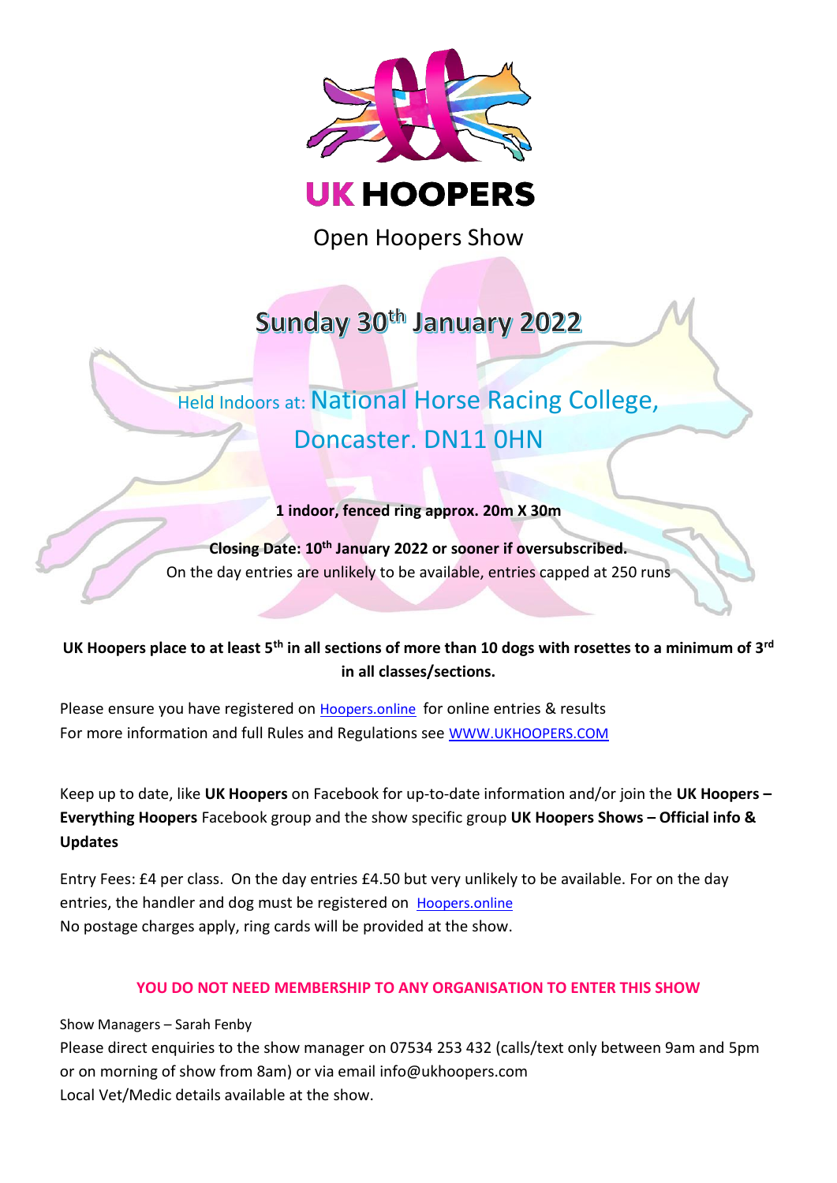# UK HOOPERS

## Open Hoopers Show

## Sunday 30th January 2022

Held Indoors at: National Horse Racing College, Doncaster. DN11 0HN

**1 indoor, fenced ring approx. 20m X 30m**

**Closing Date: 10th January 2022 or sooner if oversubscribed.**
On the day entries are unlikely to be available, entries capped at 250 runs

**UK Hoopers place to at least 5th in all sections of more than 10 dogs with rosettes to a minimum of 3rd in all classes/sections.**

Please ensure you have registered on Hoopers.online for online entries & results
For more information and full Rules and Regulations see WWW.UKHOOPERS.COM

Keep up to date, like **UK Hoopers** on Facebook for up-to-date information and/or join the **UK Hoopers – Everything Hoopers** Facebook group and the show specific group **UK Hoopers Shows – Official info & Updates**

Entry Fees: £4 per class. On the day entries £4.50 but very unlikely to be available. For on the day entries, the handler and dog must be registered on Hoopers.online
No postage charges apply, ring cards will be provided at the show.

**YOU DO NOT NEED MEMBERSHIP TO ANY ORGANISATION TO ENTER THIS SHOW**

Show Managers – Sarah Fenby
Please direct enquiries to the show manager on 07534 253 432 (calls/text only between 9am and 5pm or on morning of show from 8am) or via email info@ukhoopers.com
Local Vet/Medic details available at the show.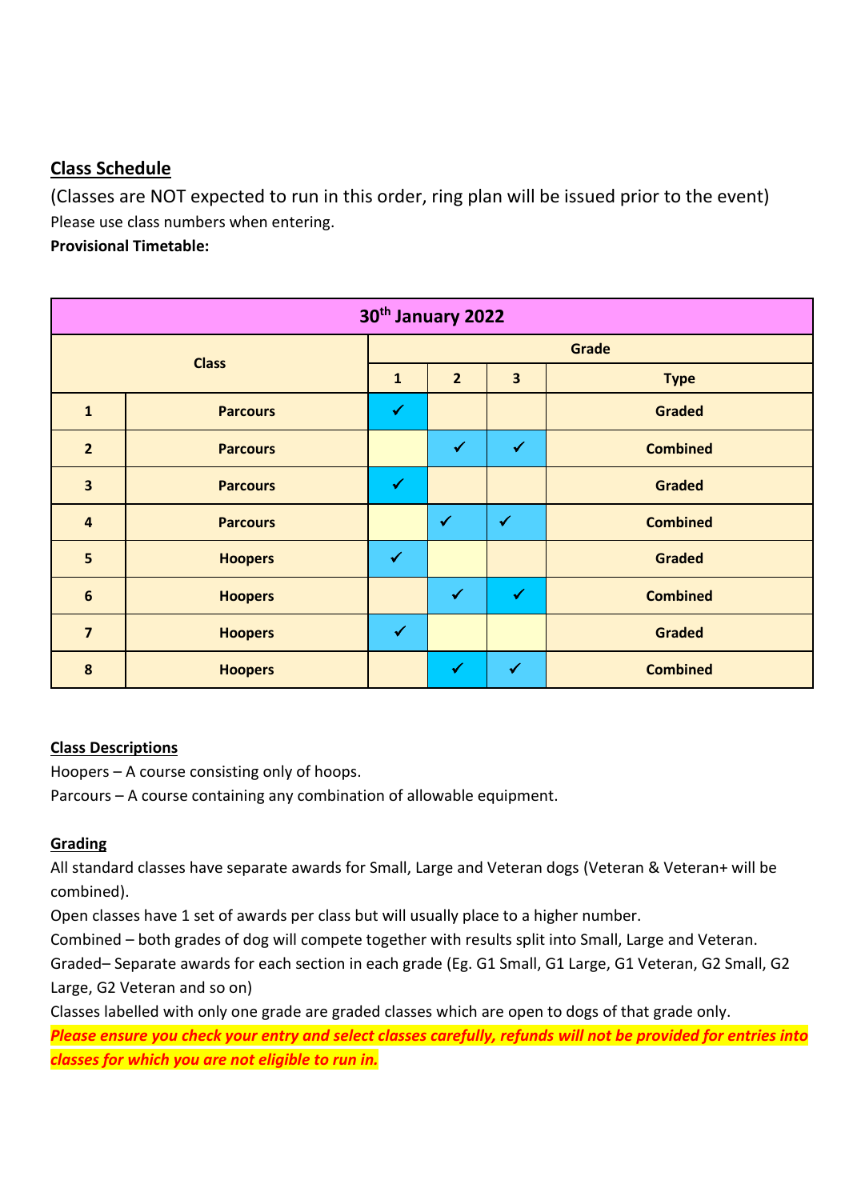## Class Schedule

(Classes are NOT expected to run in this order, ring plan will be issued prior to the event)

Please use class numbers when entering.

**Provisional Timetable:**

| **30th January 2022** | | | | | |
|---|---|---|---|---|---|
| **Class** | | **Grade** | | | |
| | | **1** | **2** | **3** | **Type** |
| **1** | **Parcours** | ✓ | | | **Graded** |
| **2** | **Parcours** | | ✓ | ✓ | **Combined** |
| **3** | **Parcours** | ✓ | | | **Graded** |
| **4** | **Parcours** | | ✓ | ✓ | **Combined** |
| **5** | **Hoopers** | ✓ | | | **Graded** |
| **6** | **Hoopers** | | ✓ | ✓ | **Combined** |
| **7** | **Hoopers** | ✓ | | | **Graded** |
| **8** | **Hoopers** | | ✓ | ✓ | **Combined** |

### Class Descriptions

Hoopers – A course consisting only of hoops.

Parcours – A course containing any combination of allowable equipment.

### Grading

All standard classes have separate awards for Small, Large and Veteran dogs (Veteran & Veteran+ will be combined).

Open classes have 1 set of awards per class but will usually place to a higher number.

Combined – both grades of dog will compete together with results split into Small, Large and Veteran.

Graded– Separate awards for each section in each grade (Eg. G1 Small, G1 Large, G1 Veteran, G2 Small, G2 Large, G2 Veteran and so on)

Classes labelled with only one grade are graded classes which are open to dogs of that grade only.

***Please ensure you check your entry and select classes carefully, refunds will not be provided for entries into classes for which you are not eligible to run in.***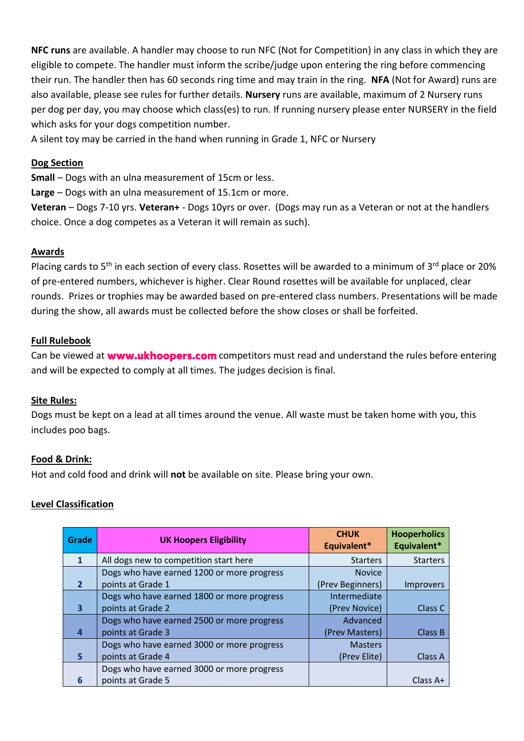**NFC runs** are available. A handler may choose to run NFC (Not for Competition) in any class in which they are eligible to compete. The handler must inform the scribe/judge upon entering the ring before commencing their run. The handler then has 60 seconds ring time and may train in the ring. **NFA** (Not for Award) runs are also available, please see rules for further details. **Nursery** runs are available, maximum of 2 Nursery runs per dog per day, you may choose which class(es) to run. If running nursery please enter NURSERY in the field which asks for your dogs competition number.

A silent toy may be carried in the hand when running in Grade 1, NFC or Nursery

## Dog Section

**Small** – Dogs with an ulna measurement of 15cm or less.

**Large** – Dogs with an ulna measurement of 15.1cm or more.

**Veteran** – Dogs 7-10 yrs. **Veteran+** - Dogs 10yrs or over. (Dogs may run as a Veteran or not at the handlers choice. Once a dog competes as a Veteran it will remain as such).

## Awards

Placing cards to 5th in each section of every class. Rosettes will be awarded to a minimum of 3rd place or 20% of pre-entered numbers, whichever is higher. Clear Round rosettes will be available for unplaced, clear rounds. Prizes or trophies may be awarded based on pre-entered class numbers. Presentations will be made during the show, all awards must be collected before the show closes or shall be forfeited.

## Full Rulebook

Can be viewed at **www.ukhoopers.com** competitors must read and understand the rules before entering and will be expected to comply at all times. The judges decision is final.

## Site Rules:

Dogs must be kept on a lead at all times around the venue. All waste must be taken home with you, this includes poo bags.

## Food & Drink:

Hot and cold food and drink will **not** be available on site. Please bring your own.

## Level Classification

| Grade | UK Hoopers Eligibility | CHUK Equivalent* | Hooperholics Equivalent* |
|---|---|---|---|
| 1 | All dogs new to competition start here | Starters | Starters |
| 2 | Dogs who have earned 1200 or more progress points at Grade 1 | Novice (Prev Beginners) | Improvers |
| 3 | Dogs who have earned 1800 or more progress points at Grade 2 | Intermediate (Prev Novice) | Class C |
| 4 | Dogs who have earned 2500 or more progress points at Grade 3 | Advanced (Prev Masters) | Class B |
| 5 | Dogs who have earned 3000 or more progress points at Grade 4 | Masters (Prev Elite) | Class A |
| 6 | Dogs who have earned 3000 or more progress points at Grade 5 | | Class A+ |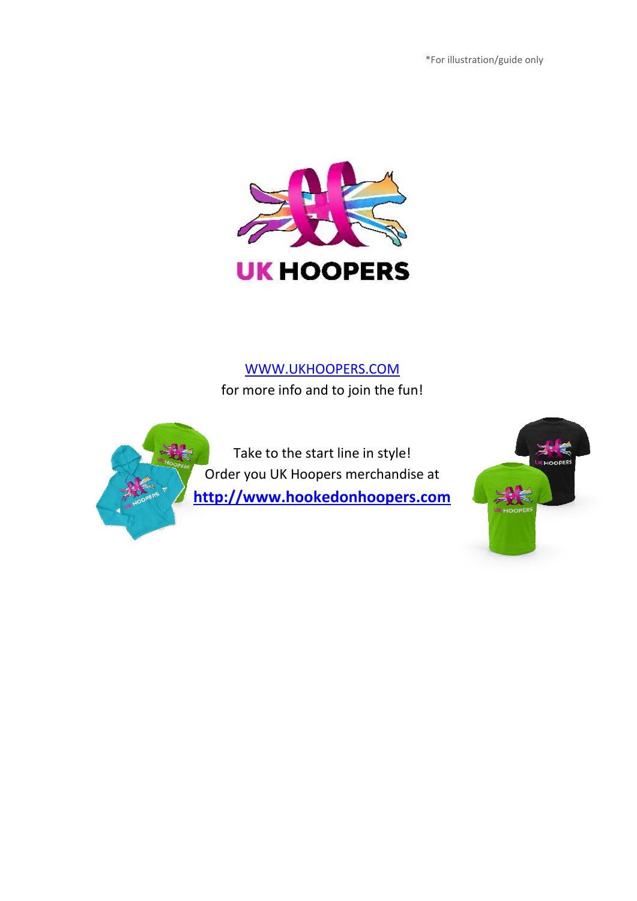*For illustration/guide only

UK HOOPERS

[WWW.UKHOOPERS.COM](http://WWW.UKHOOPERS.COM)

for more info and to join the fun!

Take to the start line in style!

Order you UK Hoopers merchandise at

**[http://www.hookedonhoopers.com](http://www.hookedonhoopers.com)**